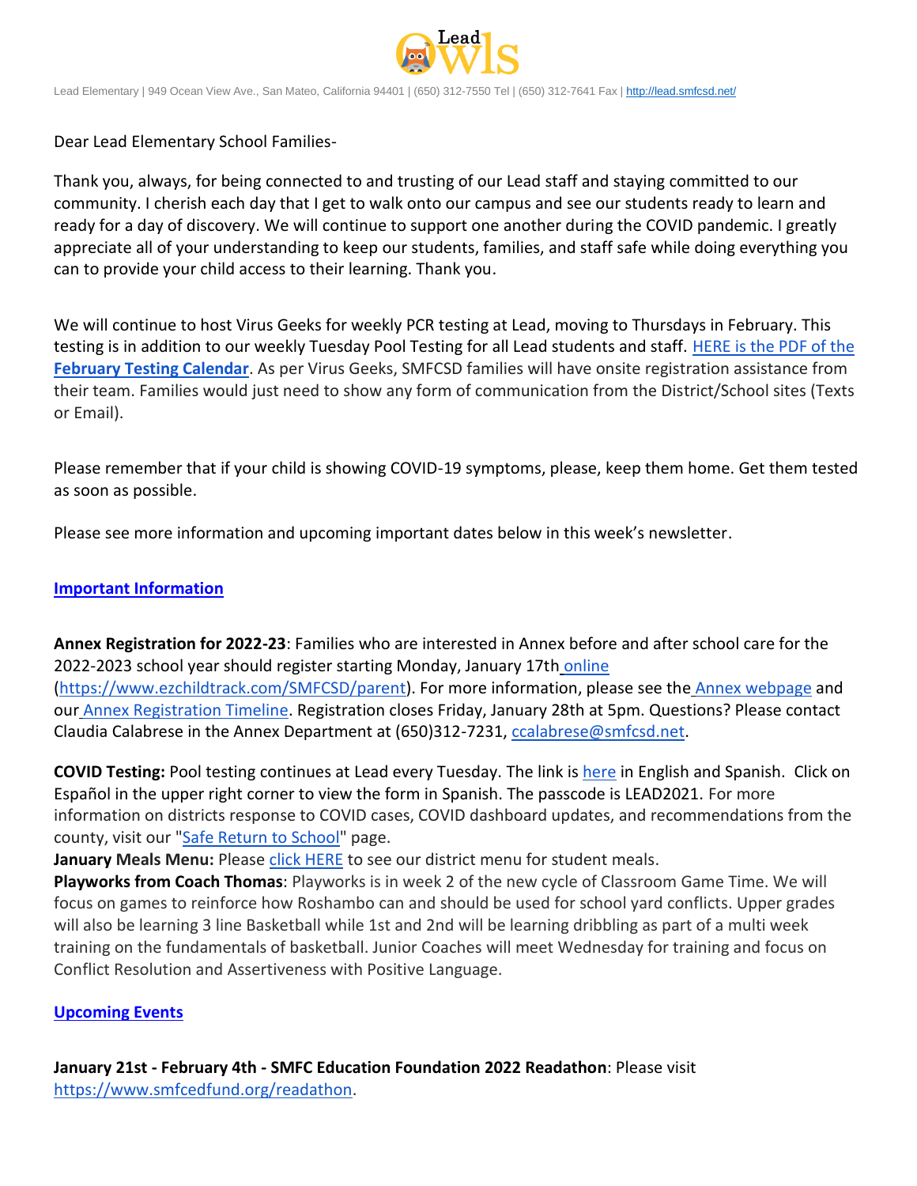Lead Elementary | 949 Ocean View Ave., San Mateo, California 94401 | (650) 312-7550 Tel | (650) 312-7641 Fax | http://lead.smfcsd.net/

Dear Lead Elementary School Families-

Thank you, always, for being connected to and trusting of our Lead staff and staying committed to our community. I cherish each day that I get to walk onto our campus and see our students ready to learn and ready for a day of discovery. We will continue to support one another during the COVID pandemic. I greatly appreciate all of your understanding to keep our students, families, and staff safe while doing everything you can to provide your child access to their learning. Thank you.

We will continue to host Virus Geeks for weekly PCR testing at Lead, moving to Thursdays in February. This testing is in addition to our weekly Tuesday Pool Testing for all Lead students and staff. HERE is the PDF of the **February Testing Calendar**. As per Virus Geeks, SMFCSD families will have onsite registration assistance from their team. Families would just need to show any form of communication from the District/School sites (Texts or Email).

Please remember that if your child is showing COVID-19 symptoms, please, keep them home. Get them tested as soon as possible.

Please see more information and upcoming important dates below in this week's newsletter.

## Important Information

**Annex Registration for 2022-23**: Families who are interested in Annex before and after school care for the 2022-2023 school year should register starting Monday, January 17th online (https://www.ezchildtrack.com/SMFCSD/parent). For more information, please see the Annex webpage and our Annex Registration Timeline. Registration closes Friday, January 28th at 5pm. Questions? Please contact Claudia Calabrese in the Annex Department at (650)312-7231, ccalabrese@smfcsd.net.

**COVID Testing:** Pool testing continues at Lead every Tuesday. The link is here in English and Spanish. Click on Español in the upper right corner to view the form in Spanish. The passcode is LEAD2021. For more information on districts response to COVID cases, COVID dashboard updates, and recommendations from the county, visit our "Safe Return to School" page.

**January Meals Menu:** Please click HERE to see our district menu for student meals.

**Playworks from Coach Thomas**: Playworks is in week 2 of the new cycle of Classroom Game Time. We will focus on games to reinforce how Roshambo can and should be used for school yard conflicts. Upper grades will also be learning 3 line Basketball while 1st and 2nd will be learning dribbling as part of a multi week training on the fundamentals of basketball. Junior Coaches will meet Wednesday for training and focus on Conflict Resolution and Assertiveness with Positive Language.

## Upcoming Events

**January 21st - February 4th - SMFC Education Foundation 2022 Readathon**: Please visit https://www.smfcedfund.org/readathon.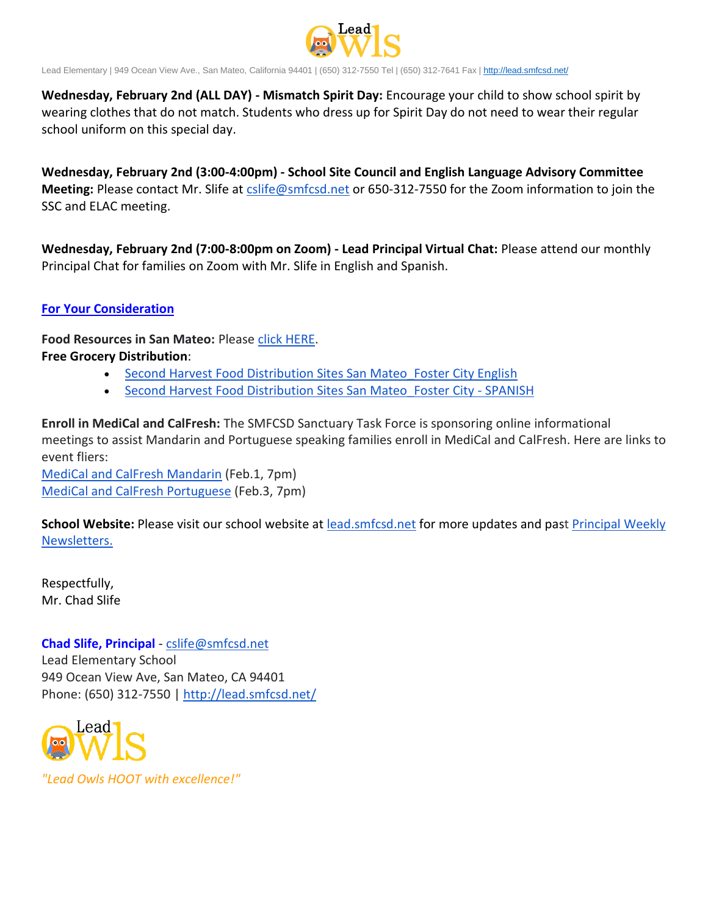Lead Elementary | 949 Ocean View Ave., San Mateo, California 94401 | (650) 312-7550 Tel | (650) 312-7641 Fax | http://lead.smfcsd.net/

**Wednesday, February 2nd (ALL DAY) - Mismatch Spirit Day:** Encourage your child to show school spirit by wearing clothes that do not match. Students who dress up for Spirit Day do not need to wear their regular school uniform on this special day.

**Wednesday, February 2nd (3:00-4:00pm) - School Site Council and English Language Advisory Committee Meeting:** Please contact Mr. Slife at cslife@smfcsd.net or 650-312-7550 for the Zoom information to join the SSC and ELAC meeting.

**Wednesday, February 2nd (7:00-8:00pm on Zoom) - Lead Principal Virtual Chat:** Please attend our monthly Principal Chat for families on Zoom with Mr. Slife in English and Spanish.

## For Your Consideration

**Food Resources in San Mateo:** Please click HERE.
**Free Grocery Distribution**:

- Second Harvest Food Distribution Sites San Mateo_Foster City English
- Second Harvest Food Distribution Sites San Mateo_Foster City - SPANISH

**Enroll in MediCal and CalFresh:** The SMFCSD Sanctuary Task Force is sponsoring online informational meetings to assist Mandarin and Portuguese speaking families enroll in MediCal and CalFresh. Here are links to event fliers:
MediCal and CalFresh Mandarin (Feb.1, 7pm)
MediCal and CalFresh Portuguese (Feb.3, 7pm)

**School Website:** Please visit our school website at lead.smfcsd.net for more updates and past Principal Weekly Newsletters.

Respectfully,
Mr. Chad Slife

**Chad Slife, Principal** - cslife@smfcsd.net
Lead Elementary School
949 Ocean View Ave, San Mateo, CA 94401
Phone: (650) 312-7550 | http://lead.smfcsd.net/

*"Lead Owls HOOT with excellence!"*